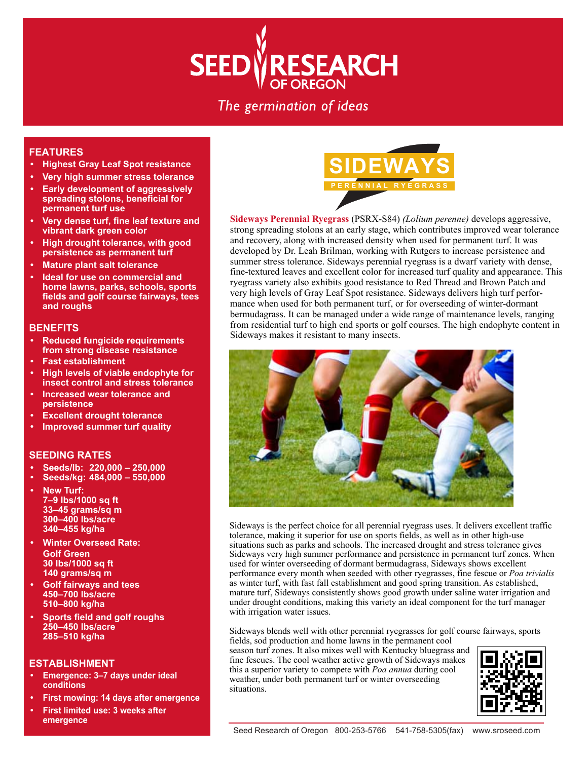# SEED RESEARCH OF OREGON

*The germination of ideas*

## FEATURES

- Highest Gray Leaf Spot resistance
- Very high summer stress tolerance
- Early development of aggressively spreading stolons, beneficial for permanent turf use
- Very dense turf, fine leaf texture and vibrant dark green color
- High drought tolerance, with good persistence as permanent turf
- Mature plant salt tolerance
- Ideal for use on commercial and home lawns, parks, schools, sports fields and golf course fairways, tees and roughs

## BENEFITS

- Reduced fungicide requirements from strong disease resistance
- Fast establishment
- High levels of viable endophyte for insect control and stress tolerance
- Increased wear tolerance and persistence
- Excellent drought tolerance
- Improved summer turf quality

## SEEDING RATES

- Seeds/lb: 220,000 – 250,000
- Seeds/kg: 484,000 – 550,000
- New Turf:
  7–9 lbs/1000 sq ft
  33–45 grams/sq m
  300–400 lbs/acre
  340–455 kg/ha
- Winter Overseed Rate:
  Golf Green
  30 lbs/1000 sq ft
  140 grams/sq m
- Golf fairways and tees
  450–700 lbs/acre
  510–800 kg/ha
- Sports field and golf roughs
  250–450 lbs/acre
  285–510 kg/ha

## ESTABLISHMENT

- Emergence: 3–7 days under ideal conditions
- First mowing: 14 days after emergence
- First limited use: 3 weeks after emergence

# SIDEWAYS

PERENNIAL RYEGRASS

**Sideways Perennial Ryegrass** (PSRX-S84) *(Lolium perenne)* develops aggressive, strong spreading stolons at an early stage, which contributes improved wear tolerance and recovery, along with increased density when used for permanent turf. It was developed by Dr. Leah Brilman, working with Rutgers to increase persistence and summer stress tolerance. Sideways perennial ryegrass is a dwarf variety with dense, fine-textured leaves and excellent color for increased turf quality and appearance. This ryegrass variety also exhibits good resistance to Red Thread and Brown Patch and very high levels of Gray Leaf Spot resistance. Sideways delivers high turf performance when used for both permanent turf, or for overseeding of winter-dormant bermudagrass. It can be managed under a wide range of maintenance levels, ranging from residential turf to high end sports or golf courses. The high endophyte content in Sideways makes it resistant to many insects.

Sideways is the perfect choice for all perennial ryegrass uses. It delivers excellent traffic tolerance, making it superior for use on sports fields, as well as in other high-use situations such as parks and schools. The increased drought and stress tolerance gives Sideways very high summer performance and persistence in permanent turf zones. When used for winter overseeding of dormant bermudagrass, Sideways shows excellent performance every month when seeded with other ryegrasses, fine fescue or *Poa trivialis* as winter turf, with fast fall establishment and good spring transition. As established, mature turf, Sideways consistently shows good growth under saline water irrigation and under drought conditions, making this variety an ideal component for the turf manager with irrigation water issues.

Sideways blends well with other perennial ryegrasses for golf course fairways, sports fields, sod production and home lawns in the permanent cool season turf zones. It also mixes well with Kentucky bluegrass and fine fescues. The cool weather active growth of Sideways makes this a superior variety to compete with *Poa annua* during cool weather, under both permanent turf or winter overseeding situations.

Seed Research of Oregon 800-253-5766 541-758-5305(fax) www.sroseed.com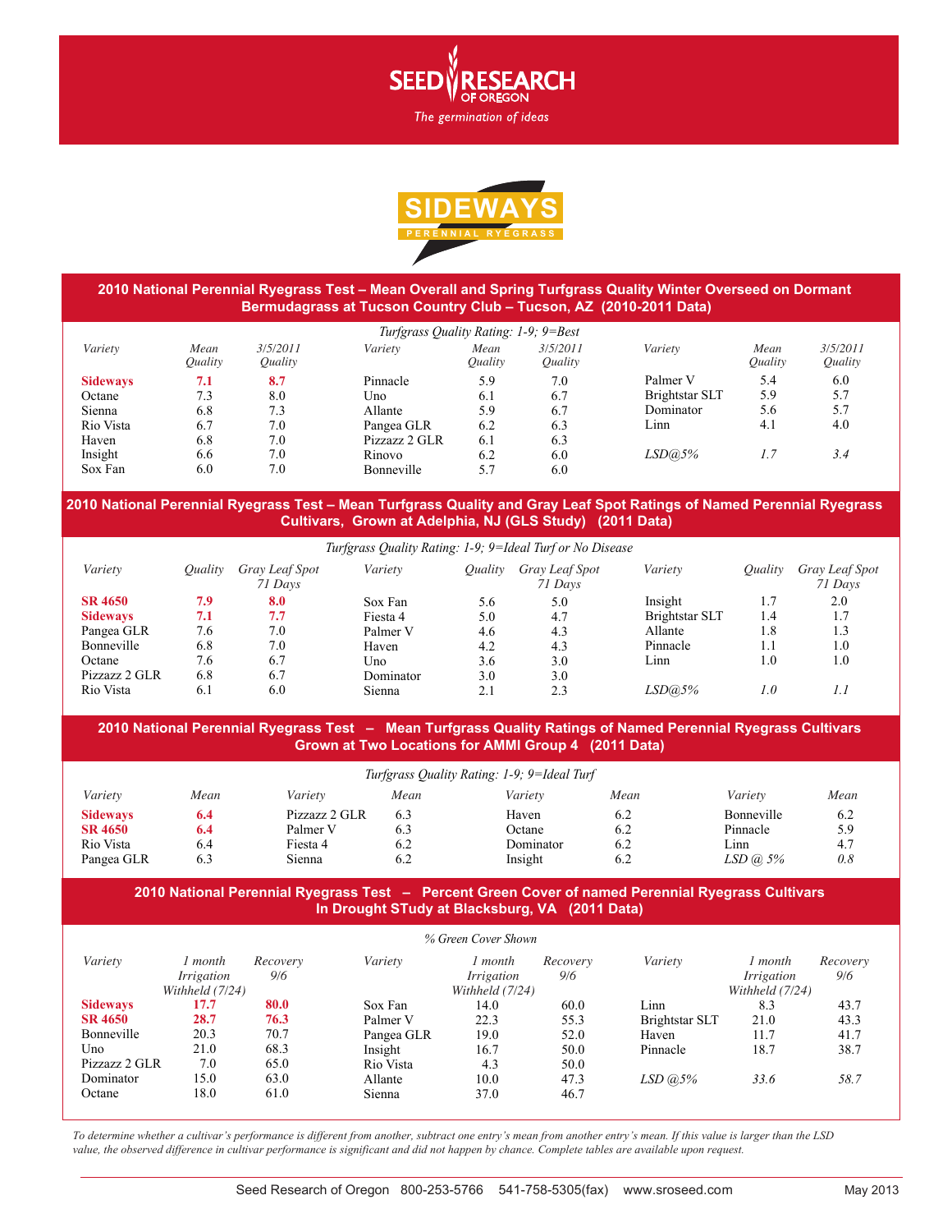SEED RESEARCH OF OREGON

The germination of ideas

SIDEWAYS

PERENNIAL RYEGRASS

## 2010 National Perennial Ryegrass Test – Mean Overall and Spring Turfgrass Quality Winter Overseed on Dormant Bermudagrass at Tucson Country Club – Tucson, AZ (2010-2011 Data)

*Turfgrass Quality Rating: 1-9; 9=Best*

| Variety | Mean Quality | 3/5/2011 Quality | Variety | Mean Quality | 3/5/2011 Quality | Variety | Mean Quality | 3/5/2011 Quality |
|---|---|---|---|---|---|---|---|---|
| **Sideways** | **7.1** | **8.7** | Pinnacle | 5.9 | 7.0 | Palmer V | 5.4 | 6.0 |
| Octane | 7.3 | 8.0 | Uno | 6.1 | 6.7 | Brightstar SLT | 5.9 | 5.7 |
| Sienna | 6.8 | 7.3 | Allante | 5.9 | 6.7 | Dominator | 5.6 | 5.7 |
| Rio Vista | 6.7 | 7.0 | Pangea GLR | 6.2 | 6.3 | Linn | 4.1 | 4.0 |
| Haven | 6.8 | 7.0 | Pizzazz 2 GLR | 6.1 | 6.3 | | | |
| Insight | 6.6 | 7.0 | Rinovo | 6.2 | 6.0 | *LSD@5%* | *1.7* | *3.4* |
| Sox Fan | 6.0 | 7.0 | Bonneville | 5.7 | 6.0 | | | |

## 2010 National Perennial Ryegrass Test – Mean Turfgrass Quality and Gray Leaf Spot Ratings of Named Perennial Ryegrass Cultivars, Grown at Adelphia, NJ (GLS Study) (2011 Data)

*Turfgrass Quality Rating: 1-9; 9=Ideal Turf or No Disease*

| Variety | Quality | Gray Leaf Spot 71 Days | Variety | Quality | Gray Leaf Spot 71 Days | Variety | Quality | Gray Leaf Spot 71 Days |
|---|---|---|---|---|---|---|---|---|
| **SR 4650** | **7.9** | **8.0** | Sox Fan | 5.6 | 5.0 | Insight | 1.7 | 2.0 |
| **Sideways** | **7.1** | **7.7** | Fiesta 4 | 5.0 | 4.7 | Brightstar SLT | 1.4 | 1.7 |
| Pangea GLR | 7.6 | 7.0 | Palmer V | 4.6 | 4.3 | Allante | 1.8 | 1.3 |
| Bonneville | 6.8 | 7.0 | Haven | 4.2 | 4.3 | Pinnacle | 1.1 | 1.0 |
| Octane | 7.6 | 6.7 | Uno | 3.6 | 3.0 | Linn | 1.0 | 1.0 |
| Pizzazz 2 GLR | 6.8 | 6.7 | Dominator | 3.0 | 3.0 | | | |
| Rio Vista | 6.1 | 6.0 | Sienna | 2.1 | 2.3 | *LSD@5%* | *1.0* | *1.1* |

## 2010 National Perennial Ryegrass Test – Mean Turfgrass Quality Ratings of Named Perennial Ryegrass Cultivars Grown at Two Locations for AMMI Group 4 (2011 Data)

*Turfgrass Quality Rating: 1-9; 9=Ideal Turf*

| Variety | Mean | Variety | Mean | Variety | Mean | Variety | Mean |
|---|---|---|---|---|---|---|---|
| **Sideways** | **6.4** | Pizzazz 2 GLR | 6.3 | Haven | 6.2 | Bonneville | 6.2 |
| **SR 4650** | **6.4** | Palmer V | 6.3 | Octane | 6.2 | Pinnacle | 5.9 |
| Rio Vista | 6.4 | Fiesta 4 | 6.2 | Dominator | 6.2 | Linn | 4.7 |
| Pangea GLR | 6.3 | Sienna | 6.2 | Insight | 6.2 | *LSD @ 5%* | *0.8* |

## 2010 National Perennial Ryegrass Test – Percent Green Cover of named Perennial Ryegrass Cultivars In Drought STudy at Blacksburg, VA (2011 Data)

*% Green Cover Shown*

| Variety | 1 month Irrigation Withheld (7/24) | Recovery 9/6 | Variety | 1 month Irrigation Withheld (7/24) | Recovery 9/6 | Variety | 1 month Irrigation Withheld (7/24) | Recovery 9/6 |
|---|---|---|---|---|---|---|---|---|
| **Sideways** | **17.7** | **80.0** | Sox Fan | 14.0 | 60.0 | Linn | 8.3 | 43.7 |
| **SR 4650** | **28.7** | **76.3** | Palmer V | 22.3 | 55.3 | Brightstar SLT | 21.0 | 43.3 |
| Bonneville | 20.3 | 70.7 | Pangea GLR | 19.0 | 52.0 | Haven | 11.7 | 41.7 |
| Uno | 21.0 | 68.3 | Insight | 16.7 | 50.0 | Pinnacle | 18.7 | 38.7 |
| Pizzazz 2 GLR | 7.0 | 65.0 | Rio Vista | 4.3 | 50.0 | | | |
| Dominator | 15.0 | 63.0 | Allante | 10.0 | 47.3 | *LSD @5%* | *33.6* | *58.7* |
| Octane | 18.0 | 61.0 | Sienna | 37.0 | 46.7 | | | |

*To determine whether a cultivar's performance is different from another, subtract one entry's mean from another entry's mean. If this value is larger than the LSD value, the observed difference in cultivar performance is significant and did not happen by chance. Complete tables are available upon request.*

Seed Research of Oregon 800-253-5766 541-758-5305(fax) www.sroseed.com May 2013